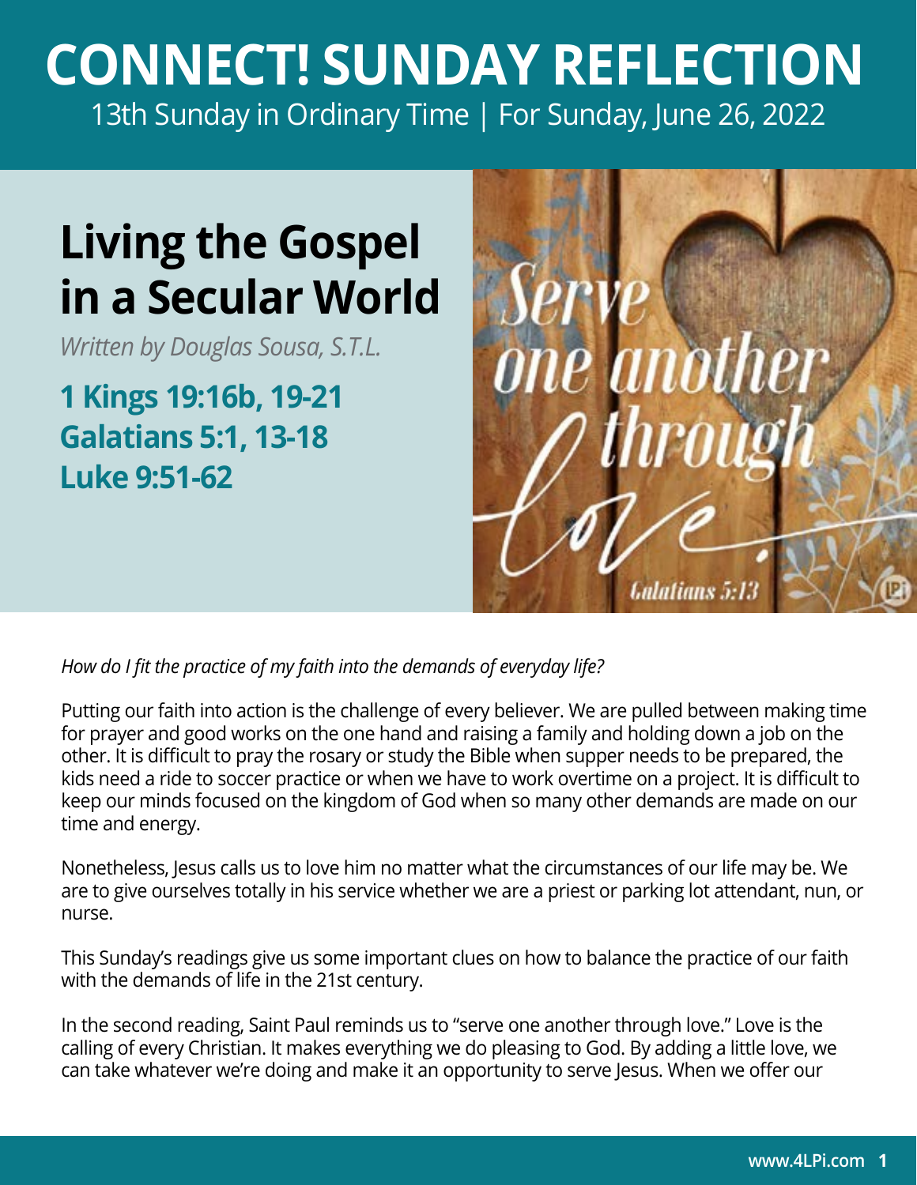# CONNECT! SUNDAY REFLECTION

13th Sunday in Ordinary Time | For Sunday, June 26, 2022

## Living the Gospel in a Secular World

*Written by Douglas Sousa, S.T.L.*

**1 Kings 19:16b, 19-21**
**Galatians 5:1, 13-18**
**Luke 9:51-62**

*How do I fit the practice of my faith into the demands of everyday life?*

Putting our faith into action is the challenge of every believer. We are pulled between making time for prayer and good works on the one hand and raising a family and holding down a job on the other. It is difficult to pray the rosary or study the Bible when supper needs to be prepared, the kids need a ride to soccer practice or when we have to work overtime on a project. It is difficult to keep our minds focused on the kingdom of God when so many other demands are made on our time and energy.

Nonetheless, Jesus calls us to love him no matter what the circumstances of our life may be. We are to give ourselves totally in his service whether we are a priest or parking lot attendant, nun, or nurse.

This Sunday's readings give us some important clues on how to balance the practice of our faith with the demands of life in the 21st century.

In the second reading, Saint Paul reminds us to "serve one another through love." Love is the calling of every Christian. It makes everything we do pleasing to God. By adding a little love, we can take whatever we're doing and make it an opportunity to serve Jesus. When we offer our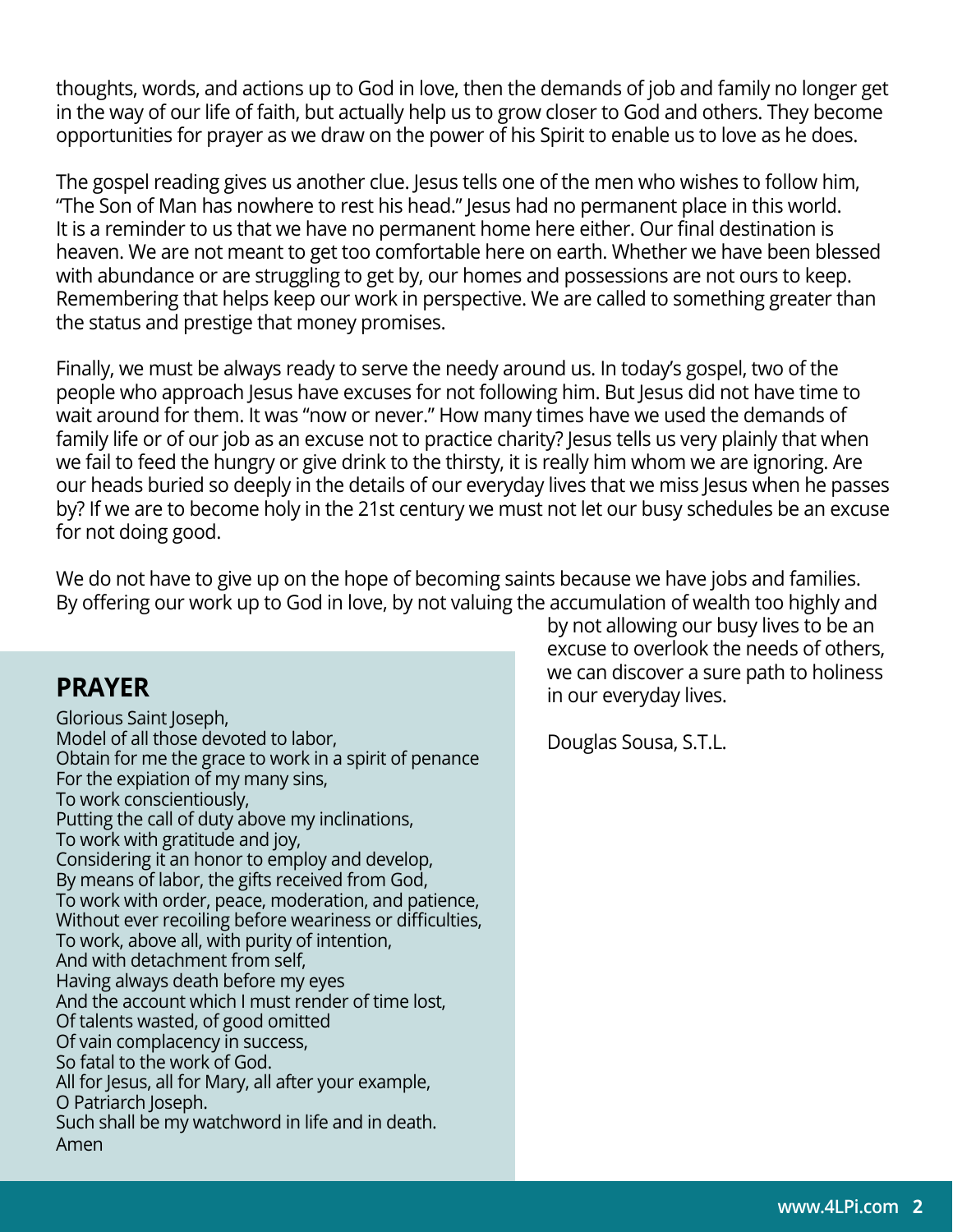thoughts, words, and actions up to God in love, then the demands of job and family no longer get in the way of our life of faith, but actually help us to grow closer to God and others. They become opportunities for prayer as we draw on the power of his Spirit to enable us to love as he does.

The gospel reading gives us another clue. Jesus tells one of the men who wishes to follow him, "The Son of Man has nowhere to rest his head." Jesus had no permanent place in this world. It is a reminder to us that we have no permanent home here either. Our final destination is heaven. We are not meant to get too comfortable here on earth. Whether we have been blessed with abundance or are struggling to get by, our homes and possessions are not ours to keep. Remembering that helps keep our work in perspective. We are called to something greater than the status and prestige that money promises.

Finally, we must be always ready to serve the needy around us. In today's gospel, two of the people who approach Jesus have excuses for not following him. But Jesus did not have time to wait around for them. It was "now or never." How many times have we used the demands of family life or of our job as an excuse not to practice charity? Jesus tells us very plainly that when we fail to feed the hungry or give drink to the thirsty, it is really him whom we are ignoring. Are our heads buried so deeply in the details of our everyday lives that we miss Jesus when he passes by? If we are to become holy in the 21st century we must not let our busy schedules be an excuse for not doing good.

We do not have to give up on the hope of becoming saints because we have jobs and families. By offering our work up to God in love, by not valuing the accumulation of wealth too highly and by not allowing our busy lives to be an excuse to overlook the needs of others, we can discover a sure path to holiness in our everyday lives.

Douglas Sousa, S.T.L.

## PRAYER

Glorious Saint Joseph,  
Model of all those devoted to labor,  
Obtain for me the grace to work in a spirit of penance  
For the expiation of my many sins,  
To work conscientiously,  
Putting the call of duty above my inclinations,  
To work with gratitude and joy,  
Considering it an honor to employ and develop,  
By means of labor, the gifts received from God,  
To work with order, peace, moderation, and patience,  
Without ever recoiling before weariness or difficulties,  
To work, above all, with purity of intention,  
And with detachment from self,  
Having always death before my eyes  
And the account which I must render of time lost,  
Of talents wasted, of good omitted  
Of vain complacency in success,  
So fatal to the work of God.  
All for Jesus, all for Mary, all after your example,  
O Patriarch Joseph.  
Such shall be my watchword in life and in death.  
Amen